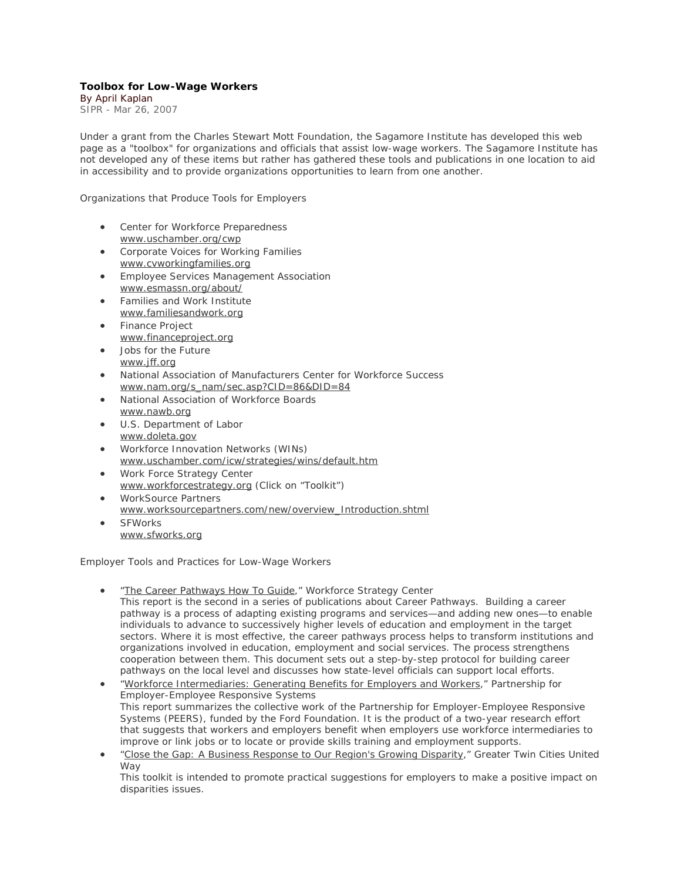**Toolbox for Low-Wage Workers**

By April Kaplan

SIPR - Mar 26, 2007

Under a grant from the Charles Stewart Mott Foundation, the Sagamore Institute has developed this web page as a "toolbox" for organizations and officials that assist low-wage workers. The Sagamore Institute has not developed any of these items but rather has gathered these tools and publications in one location to aid in accessibility and to provide organizations opportunities to learn from one another.

Organizations that Produce Tools for Employers

- Center for Workforce Preparedness
  www.uschamber.org/cwp
- Corporate Voices for Working Families
  www.cvworkingfamilies.org
- Employee Services Management Association
  www.esmassn.org/about/
- Families and Work Institute
  www.familiesandwork.org
- Finance Project
  www.financeproject.org
- Jobs for the Future
  www.jff.org
- National Association of Manufacturers Center for Workforce Success
  www.nam.org/s_nam/sec.asp?CID=86&DID=84
- National Association of Workforce Boards
  www.nawb.org
- U.S. Department of Labor
  www.doleta.gov
- Workforce Innovation Networks (WINs)
  www.uschamber.com/icw/strategies/wins/default.htm
- Work Force Strategy Center
  www.workforcestrategy.org (Click on "Toolkit")
- WorkSource Partners
  www.worksourcepartners.com/new/overview_Introduction.shtml
- SFWorks
  www.sfworks.org

Employer Tools and Practices for Low-Wage Workers

- "The Career Pathways How To Guide," Workforce Strategy Center
  This report is the second in a series of publications about Career Pathways. Building a career pathway is a process of adapting existing programs and services—and adding new ones—to enable individuals to advance to successively higher levels of education and employment in the target sectors. Where it is most effective, the career pathways process helps to transform institutions and organizations involved in education, employment and social services. The process strengthens cooperation between them. This document sets out a step-by-step protocol for building career pathways on the local level and discusses how state-level officials can support local efforts.
- "Workforce Intermediaries: Generating Benefits for Employers and Workers," Partnership for Employer-Employee Responsive Systems
  This report summarizes the collective work of the Partnership for Employer-Employee Responsive Systems (PEERS), funded by the Ford Foundation. It is the product of a two-year research effort that suggests that workers and employers benefit when employers use workforce intermediaries to improve or link jobs or to locate or provide skills training and employment supports.
- "Close the Gap: A Business Response to Our Region's Growing Disparity," Greater Twin Cities United Way
  This toolkit is intended to promote practical suggestions for employers to make a positive impact on disparities issues.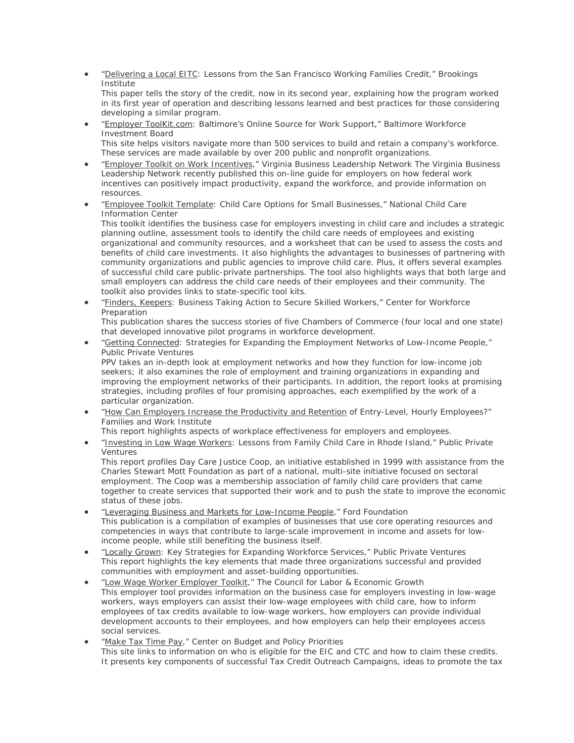- "Delivering a Local EITC: Lessons from the San Francisco Working Families Credit," Brookings Institute
  This paper tells the story of the credit, now in its second year, explaining how the program worked in its first year of operation and describing lessons learned and best practices for those considering developing a similar program.
- "Employer ToolKit.com: Baltimore's Online Source for Work Support," Baltimore Workforce Investment Board
  This site helps visitors navigate more than 500 services to build and retain a company's workforce. These services are made available by over 200 public and nonprofit organizations.
- "Employer Toolkit on Work Incentives," Virginia Business Leadership Network The Virginia Business Leadership Network recently published this on-line guide for employers on how federal work incentives can positively impact productivity, expand the workforce, and provide information on resources.
- "Employee Toolkit Template: Child Care Options for Small Businesses," National Child Care Information Center
  This toolkit identifies the business case for employers investing in child care and includes a strategic planning outline, assessment tools to identify the child care needs of employees and existing organizational and community resources, and a worksheet that can be used to assess the costs and benefits of child care investments. It also highlights the advantages to businesses of partnering with community organizations and public agencies to improve child care. Plus, it offers several examples of successful child care public-private partnerships. The tool also highlights ways that both large and small employers can address the child care needs of their employees and their community. The toolkit also provides links to state-specific tool kits.
- "Finders, Keepers: Business Taking Action to Secure Skilled Workers," Center for Workforce Preparation
  This publication shares the success stories of five Chambers of Commerce (four local and one state) that developed innovative pilot programs in workforce development.
- "Getting Connected: Strategies for Expanding the Employment Networks of Low-Income People," Public Private Ventures
  PPV takes an in-depth look at employment networks and how they function for low-income job seekers; it also examines the role of employment and training organizations in expanding and improving the employment networks of their participants. In addition, the report looks at promising strategies, including profiles of four promising approaches, each exemplified by the work of a particular organization.
- "How Can Employers Increase the Productivity and Retention of Entry-Level, Hourly Employees?" Families and Work Institute
  This report highlights aspects of workplace effectiveness for employers and employees.
- "Investing in Low Wage Workers: Lessons from Family Child Care in Rhode Island," Public Private Ventures
  This report profiles Day Care Justice Coop, an initiative established in 1999 with assistance from the Charles Stewart Mott Foundation as part of a national, multi-site initiative focused on sectoral employment. The Coop was a membership association of family child care providers that came together to create services that supported their work and to push the state to improve the economic status of these jobs.
- "Leveraging Business and Markets for Low-Income People," Ford Foundation
  This publication is a compilation of examples of businesses that use core operating resources and competencies in ways that contribute to large-scale improvement in income and assets for low-income people, while still benefiting the business itself.
- "Locally Grown: Key Strategies for Expanding Workforce Services," Public Private Ventures
  This report highlights the key elements that made three organizations successful and provided communities with employment and asset-building opportunities.
- "Low Wage Worker Employer Toolkit," The Council for Labor & Economic Growth
  This employer tool provides information on the business case for employers investing in low-wage workers, ways employers can assist their low-wage employees with child care, how to inform employees of tax credits available to low-wage workers, how employers can provide individual development accounts to their employees, and how employers can help their employees access social services.
- "Make Tax Time Pay," Center on Budget and Policy Priorities
  This site links to information on who is eligible for the EIC and CTC and how to claim these credits. It presents key components of successful Tax Credit Outreach Campaigns, ideas to promote the tax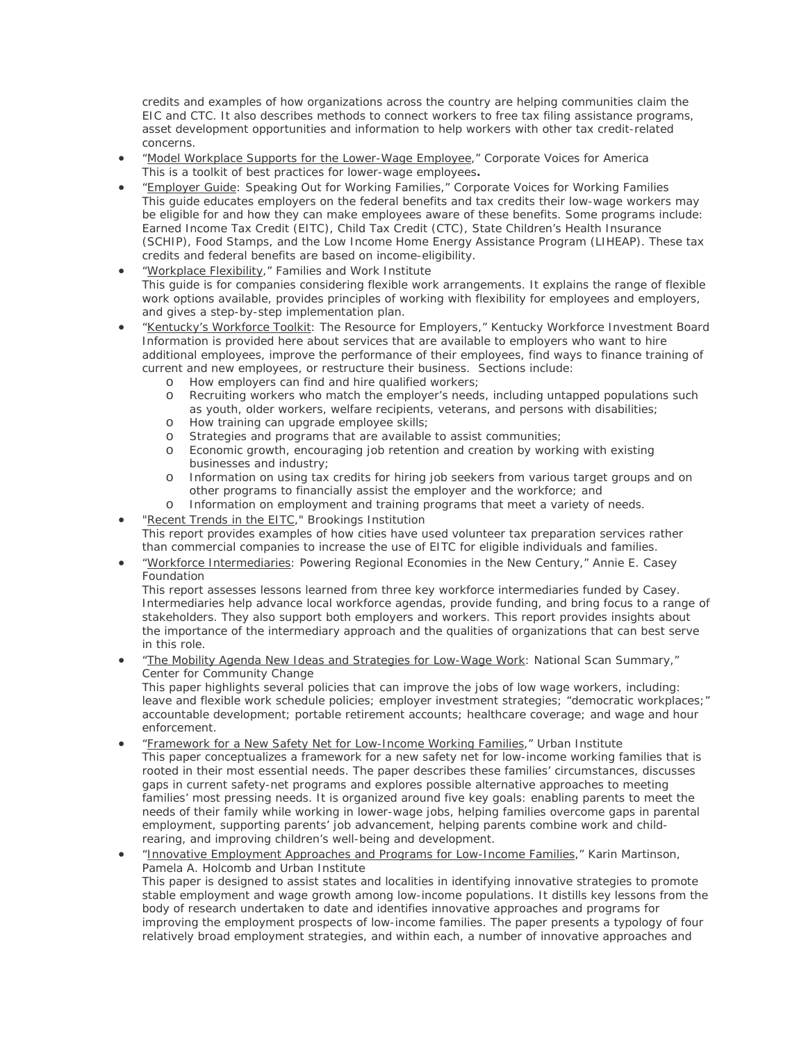credits and examples of how organizations across the country are helping communities claim the EIC and CTC. It also describes methods to connect workers to free tax filing assistance programs, asset development opportunities and information to help workers with other tax credit-related concerns.

- "Model Workplace Supports for the Lower-Wage Employee," Corporate Voices for America
  This is a toolkit of best practices for lower-wage employees**.**
- "Employer Guide: Speaking Out for Working Families," Corporate Voices for Working Families
  This guide educates employers on the federal benefits and tax credits their low-wage workers may be eligible for and how they can make employees aware of these benefits. Some programs include: Earned Income Tax Credit (EITC), Child Tax Credit (CTC), State Children's Health Insurance (SCHIP), Food Stamps, and the Low Income Home Energy Assistance Program (LIHEAP). These tax credits and federal benefits are based on income-eligibility.
- "Workplace Flexibility," Families and Work Institute
  This guide is for companies considering flexible work arrangements. It explains the range of flexible work options available, provides principles of working with flexibility for employees and employers, and gives a step-by-step implementation plan.
- "Kentucky's Workforce Toolkit: The Resource for Employers," Kentucky Workforce Investment Board
  Information is provided here about services that are available to employers who want to hire additional employees, improve the performance of their employees, find ways to finance training of current and new employees, or restructure their business. Sections include:
  - How employers can find and hire qualified workers;
  - Recruiting workers who match the employer's needs, including untapped populations such as youth, older workers, welfare recipients, veterans, and persons with disabilities;
  - How training can upgrade employee skills;
  - Strategies and programs that are available to assist communities;
  - Economic growth, encouraging job retention and creation by working with existing businesses and industry;
  - Information on using tax credits for hiring job seekers from various target groups and on other programs to financially assist the employer and the workforce; and
  - Information on employment and training programs that meet a variety of needs.
- "Recent Trends in the EITC," Brookings Institution
  This report provides examples of how cities have used volunteer tax preparation services rather than commercial companies to increase the use of EITC for eligible individuals and families.
- "Workforce Intermediaries: Powering Regional Economies in the New Century," Annie E. Casey Foundation
  This report assesses lessons learned from three key workforce intermediaries funded by Casey. Intermediaries help advance local workforce agendas, provide funding, and bring focus to a range of stakeholders. They also support both employers and workers. This report provides insights about the importance of the intermediary approach and the qualities of organizations that can best serve in this role.
- "The Mobility Agenda New Ideas and Strategies for Low-Wage Work: National Scan Summary," Center for Community Change
  This paper highlights several policies that can improve the jobs of low wage workers, including: leave and flexible work schedule policies; employer investment strategies; "democratic workplaces;" accountable development; portable retirement accounts; healthcare coverage; and wage and hour enforcement.
- "Framework for a New Safety Net for Low-Income Working Families," Urban Institute
  This paper conceptualizes a framework for a new safety net for low-income working families that is rooted in their most essential needs. The paper describes these families' circumstances, discusses gaps in current safety-net programs and explores possible alternative approaches to meeting families' most pressing needs. It is organized around five key goals: enabling parents to meet the needs of their family while working in lower-wage jobs, helping families overcome gaps in parental employment, supporting parents' job advancement, helping parents combine work and child-rearing, and improving children's well-being and development.
- "Innovative Employment Approaches and Programs for Low-Income Families," Karin Martinson, Pamela A. Holcomb and Urban Institute
  This paper is designed to assist states and localities in identifying innovative strategies to promote stable employment and wage growth among low-income populations. It distills key lessons from the body of research undertaken to date and identifies innovative approaches and programs for improving the employment prospects of low-income families. The paper presents a typology of four relatively broad employment strategies, and within each, a number of innovative approaches and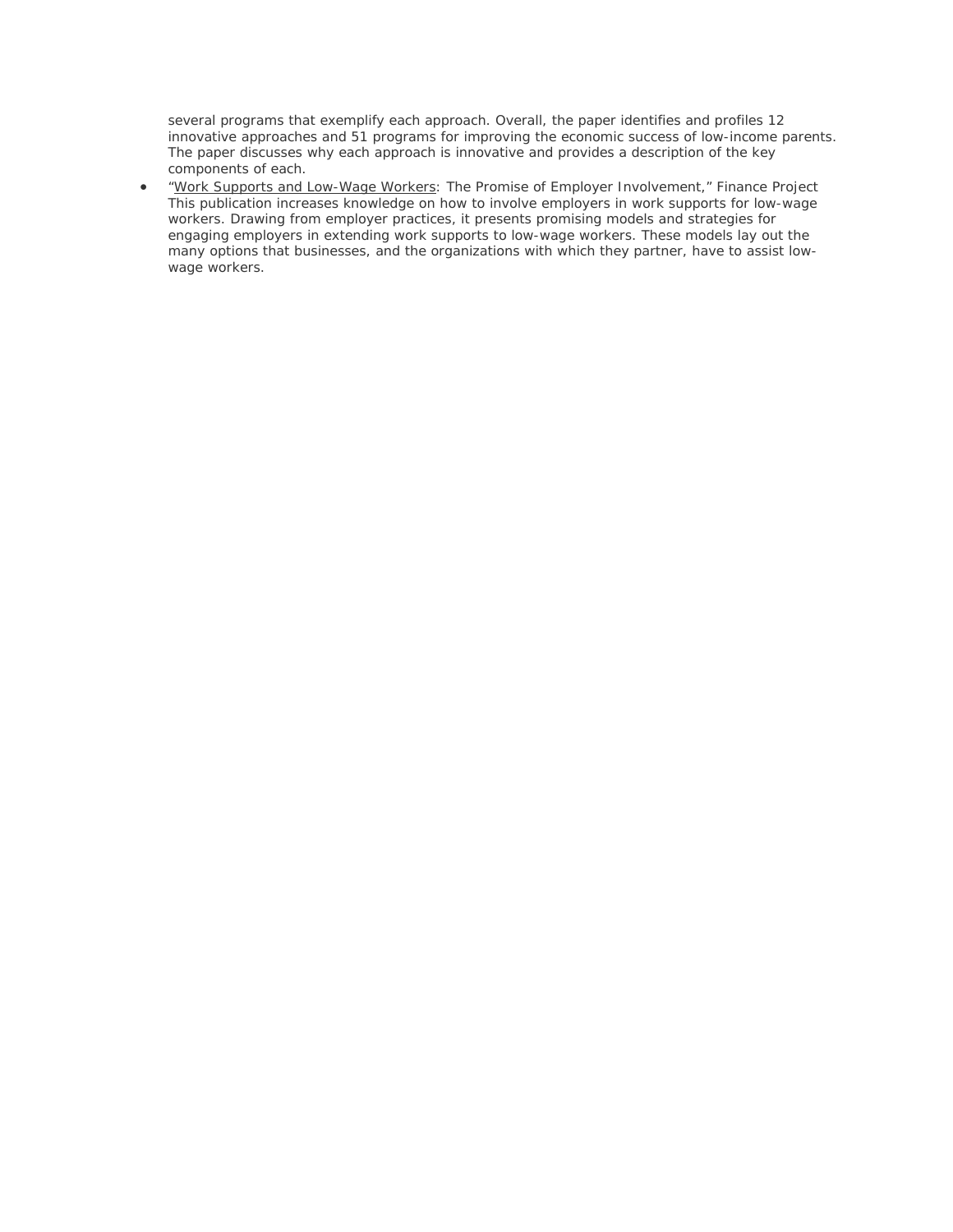several programs that exemplify each approach. Overall, the paper identifies and profiles 12 innovative approaches and 51 programs for improving the economic success of low-income parents. The paper discusses why each approach is innovative and provides a description of the key components of each.

- "Work Supports and Low-Wage Workers: The Promise of Employer Involvement," Finance Project This publication increases knowledge on how to involve employers in work supports for low-wage workers. Drawing from employer practices, it presents promising models and strategies for engaging employers in extending work supports to low-wage workers. These models lay out the many options that businesses, and the organizations with which they partner, have to assist low-wage workers.